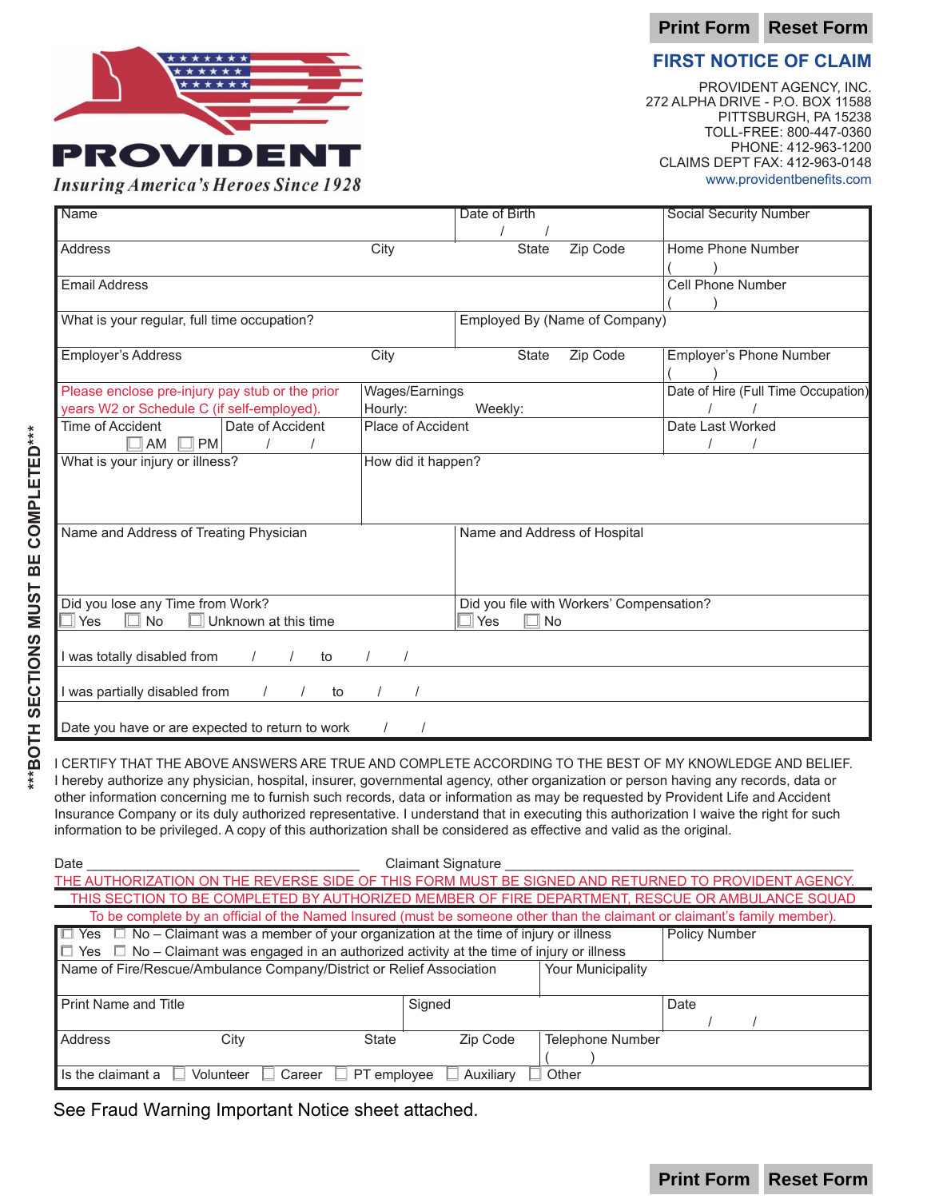Print Form | Reset Form

**PROVIDENT**

*Insuring America's Heroes Since 1928*

# FIRST NOTICE OF CLAIM

PROVIDENT AGENCY, INC.
272 ALPHA DRIVE - P.O. BOX 11588
PITTSBURGH, PA 15238
TOLL-FREE: 800-447-0360
PHONE: 412-963-1200
CLAIMS DEPT FAX: 412-963-0148
www.providentbenefits.com

***BOTH SECTIONS MUST BE COMPLETED***

| Name | | Date of Birth / / | Social Security Number |
|---|---|---|---|
| Address | City | State Zip Code | Home Phone Number ( ) |
| Email Address | | | Cell Phone Number ( ) |
| What is your regular, full time occupation? | | Employed By (Name of Company) | |
| Employer's Address | City | State Zip Code | Employer's Phone Number ( ) |
| Please enclose pre-injury pay stub or the prior years W2 or Schedule C (if self-employed). | Wages/Earnings Hourly: Weekly: | | Date of Hire (Full Time Occupation) / / |
| Time of Accident ☐ AM ☐ PM | Date of Accident / / | Place of Accident | Date Last Worked / / |
| What is your injury or illness? | | How did it happen? | |
| Name and Address of Treating Physician | | Name and Address of Hospital | |
| Did you lose any Time from Work? ☐ Yes ☐ No ☐ Unknown at this time | | Did you file with Workers' Compensation? ☐ Yes ☐ No | |
| I was totally disabled from / / to / / | | | |
| I was partially disabled from / / to / / | | | |
| Date you have or are expected to return to work / / | | | |

I CERTIFY THAT THE ABOVE ANSWERS ARE TRUE AND COMPLETE ACCORDING TO THE BEST OF MY KNOWLEDGE AND BELIEF. I hereby authorize any physician, hospital, insurer, governmental agency, other organization or person having any records, data or other information concerning me to furnish such records, data or information as may be requested by Provident Life and Accident Insurance Company or its duly authorized representative. I understand that in executing this authorization I waive the right for such information to be privileged. A copy of this authorization shall be considered as effective and valid as the original.

Date ____________________ Claimant Signature ____________________

THE AUTHORIZATION ON THE REVERSE SIDE OF THIS FORM MUST BE SIGNED AND RETURNED TO PROVIDENT AGENCY.

THIS SECTION TO BE COMPLETED BY AUTHORIZED MEMBER OF FIRE DEPARTMENT, RESCUE OR AMBULANCE SQUAD

To be complete by an official of the Named Insured (must be someone other than the claimant or claimant's family member).

| ☐ Yes ☐ No – Claimant was a member of your organization at the time of injury or illness<br>☐ Yes ☐ No – Claimant was engaged in an authorized activity at the time of injury or illness | | | Policy Number |
|---|---|---|---|
| Name of Fire/Rescue/Ambulance Company/District or Relief Association | | Your Municipality | |
| Print Name and Title | Signed | | Date / / |
| Address City | State Zip Code | Telephone Number ( ) | |
| Is the claimant a ☐ Volunteer ☐ Career ☐ PT employee ☐ Auxiliary ☐ Other | | | |

See Fraud Warning Important Notice sheet attached.

Print Form | Reset Form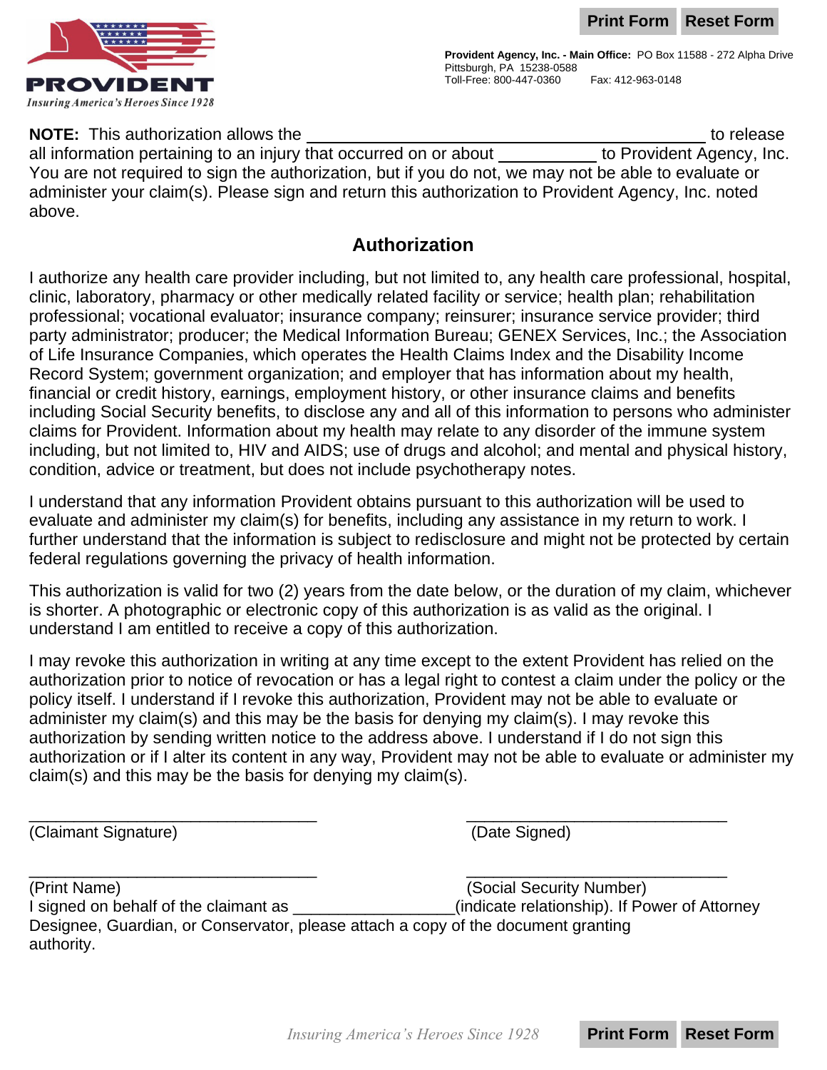**Provident Agency, Inc. - Main Office:** PO Box 11588 - 272 Alpha Drive
Pittsburgh, PA 15238-0588
Toll-Free: 800-447-0360 Fax: 412-963-0148

**NOTE:** This authorization allows the ____________________________________________ to release all information pertaining to an injury that occurred on or about ___________ to Provident Agency, Inc. You are not required to sign the authorization, but if you do not, we may not be able to evaluate or administer your claim(s). Please sign and return this authorization to Provident Agency, Inc. noted above.

## Authorization

I authorize any health care provider including, but not limited to, any health care professional, hospital, clinic, laboratory, pharmacy or other medically related facility or service; health plan; rehabilitation professional; vocational evaluator; insurance company; reinsurer; insurance service provider; third party administrator; producer; the Medical Information Bureau; GENEX Services, Inc.; the Association of Life Insurance Companies, which operates the Health Claims Index and the Disability Income Record System; government organization; and employer that has information about my health, financial or credit history, earnings, employment history, or other insurance claims and benefits including Social Security benefits, to disclose any and all of this information to persons who administer claims for Provident. Information about my health may relate to any disorder of the immune system including, but not limited to, HIV and AIDS; use of drugs and alcohol; and mental and physical history, condition, advice or treatment, but does not include psychotherapy notes.

I understand that any information Provident obtains pursuant to this authorization will be used to evaluate and administer my claim(s) for benefits, including any assistance in my return to work. I further understand that the information is subject to redisclosure and might not be protected by certain federal regulations governing the privacy of health information.

This authorization is valid for two (2) years from the date below, or the duration of my claim, whichever is shorter. A photographic or electronic copy of this authorization is as valid as the original. I understand I am entitled to receive a copy of this authorization.

I may revoke this authorization in writing at any time except to the extent Provident has relied on the authorization prior to notice of revocation or has a legal right to contest a claim under the policy or the policy itself. I understand if I revoke this authorization, Provident may not be able to evaluate or administer my claim(s) and this may be the basis for denying my claim(s). I may revoke this authorization by sending written notice to the address above. I understand if I do not sign this authorization or if I alter its content in any way, Provident may not be able to evaluate or administer my claim(s) and this may be the basis for denying my claim(s).

________________________________ ________________________________
(Claimant Signature) (Date Signed)

________________________________ ________________________________
(Print Name) (Social Security Number)

I signed on behalf of the claimant as _________________(indicate relationship). If Power of Attorney Designee, Guardian, or Conservator, please attach a copy of the document granting authority.

*Insuring America's Heroes Since 1928*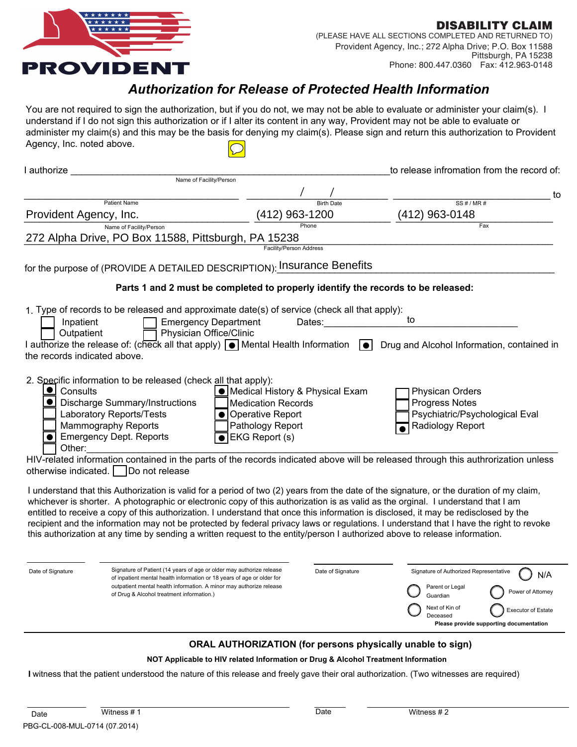**PROVIDENT**

## DISABILITY CLAIM

(PLEASE HAVE ALL SECTIONS COMPLETED AND RETURNED TO)
Provident Agency, Inc.; 272 Alpha Drive; P.O. Box 11588
Pittsburgh, PA 15238
Phone: 800.447.0360 Fax: 412.963-0148

# *Authorization for Release of Protected Health Information*

You are not required to sign the authorization, but if you do not, we may not be able to evaluate or administer your claim(s). I understand if I do not sign this authorization or if I alter its content in any way, Provident may not be able to evaluate or administer my claim(s) and this may be the basis for denying my claim(s). Please sign and return this authorization to Provident Agency, Inc. noted above.

I authorize ______________________________________________ to release infromation from the record of:
Name of Facility/Person

______________________ | ____ / ____ / ____ | ______________________ to
Patient Name | Birth Date | SS # / MR #

Provident Agency, Inc. | (412) 963-1200 | (412) 963-0148
Name of Facility/Person | Phone | Fax

272 Alpha Drive, PO Box 11588, Pittsburgh, PA 15238
Facility/Person Address

for the purpose of (PROVIDE A DETAILED DESCRIPTION): Insurance Benefits

**Parts 1 and 2 must be completed to properly identify the records to be released:**

1. Type of records to be released and approximate date(s) of service (check all that apply):

- ☐ Inpatient
- ☐ Outpatient
- ☐ Emergency Department
- ☐ Physician Office/Clinic

Dates: ______________ to ______________

I authorize the release of: (check all that apply) ☒ Mental Health Information ☒ Drug and Alcohol Information, contained in the records indicated above.

2. Specific information to be released (check all that apply):

- ☒ Consults
- ☒ Discharge Summary/Instructions
- ☐ Laboratory Reports/Tests
- ☐ Mammography Reports
- ☒ Emergency Dept. Reports
- ☐ Other: ______________________________
- ☒ Medical History & Physical Exam
- ☐ Medication Records
- ☒ Operative Report
- ☐ Pathology Report
- ☒ EKG Report (s)
- ☐ Physican Orders
- ☐ Progress Notes
- ☐ Psychiatric/Psychological Eval
- ☒ Radiology Report

HIV-related information contained in the parts of the records indicated above will be released through this authrorization unless otherwise indicated. ☐ Do not release

I understand that this Authorization is valid for a period of two (2) years from the date of the signature, or the duration of my claim, whichever is shorter. A photographic or electronic copy of this authorization is as valid as the orginal. I understand that I am entitled to receive a copy of this authorization. I understand that once this information is disclosed, it may be redisclosed by the recipient and the information may not be protected by federal privacy laws or regulations. I understand that I have the right to revoke this authorization at any time by sending a written request to the entity/person I authorized above to release information.

| Date of Signature | Signature of Patient (14 years of age or older may authorize release of inpatient mental health information or 18 years of age or older for outpatient mental health information. A minor may authorize release of Drug & Alcohol treatment information.) | Date of Signature | Signature of Authorized Representative |
|---|---|---|---|

○ N/A
○ Parent or Legal Guardian ○ Power of Attorney
○ Next of Kin of Deceased ○ Executor of Estate
**Please provide supporting documentation**

## ORAL AUTHORIZATION (for persons physically unable to sign)

**NOT Applicable to HIV related Information or Drug & Alcohol Treatment Information**

I witness that the patient understood the nature of this release and freely gave their oral authorization. (Two witnesses are required)

| Date | Witness # 1 | Date | Witness # 2 |
|---|---|---|---|

PBG-CL-008-MUL-0714 (07.2014)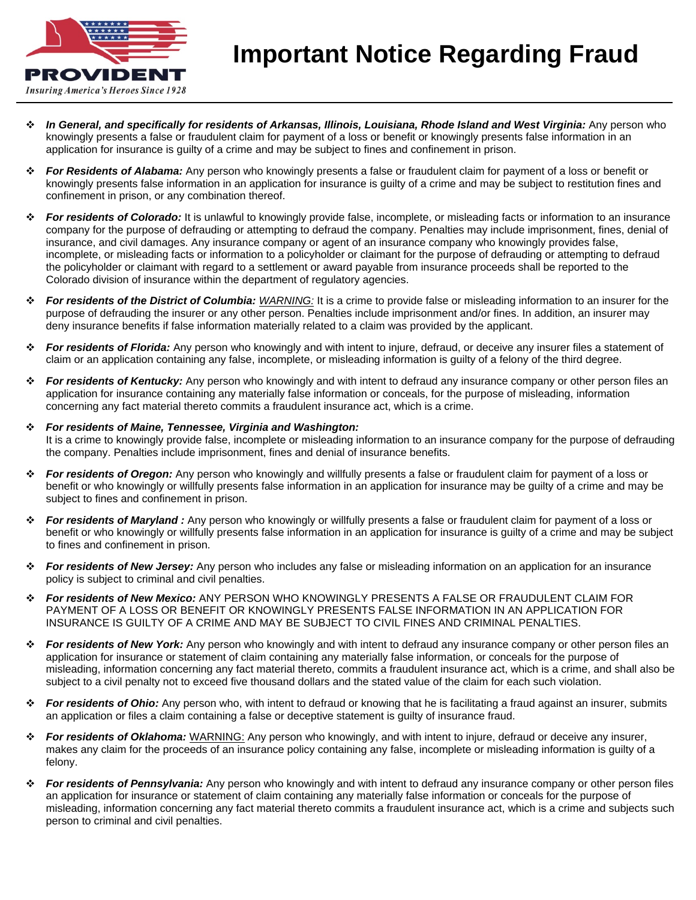PROVIDENT

*Insuring America's Heroes Since 1928*

# Important Notice Regarding Fraud

- ***In General, and specifically for residents of Arkansas, Illinois, Louisiana, Rhode Island and West Virginia:*** Any person who knowingly presents a false or fraudulent claim for payment of a loss or benefit or knowingly presents false information in an application for insurance is guilty of a crime and may be subject to fines and confinement in prison.
- ***For Residents of Alabama:*** Any person who knowingly presents a false or fraudulent claim for payment of a loss or benefit or knowingly presents false information in an application for insurance is guilty of a crime and may be subject to restitution fines and confinement in prison, or any combination thereof.
- ***For residents of Colorado:*** It is unlawful to knowingly provide false, incomplete, or misleading facts or information to an insurance company for the purpose of defrauding or attempting to defraud the company. Penalties may include imprisonment, fines, denial of insurance, and civil damages. Any insurance company or agent of an insurance company who knowingly provides false, incomplete, or misleading facts or information to a policyholder or claimant for the purpose of defrauding or attempting to defraud the policyholder or claimant with regard to a settlement or award payable from insurance proceeds shall be reported to the Colorado division of insurance within the department of regulatory agencies.
- ***For residents of the District of Columbia:*** *WARNING:* It is a crime to provide false or misleading information to an insurer for the purpose of defrauding the insurer or any other person. Penalties include imprisonment and/or fines. In addition, an insurer may deny insurance benefits if false information materially related to a claim was provided by the applicant.
- ***For residents of Florida:*** Any person who knowingly and with intent to injure, defraud, or deceive any insurer files a statement of claim or an application containing any false, incomplete, or misleading information is guilty of a felony of the third degree.
- ***For residents of Kentucky:*** Any person who knowingly and with intent to defraud any insurance company or other person files an application for insurance containing any materially false information or conceals, for the purpose of misleading, information concerning any fact material thereto commits a fraudulent insurance act, which is a crime.
- ***For residents of Maine, Tennessee, Virginia and Washington:***
  It is a crime to knowingly provide false, incomplete or misleading information to an insurance company for the purpose of defrauding the company. Penalties include imprisonment, fines and denial of insurance benefits.
- ***For residents of Oregon:*** Any person who knowingly and willfully presents a false or fraudulent claim for payment of a loss or benefit or who knowingly or willfully presents false information in an application for insurance may be guilty of a crime and may be subject to fines and confinement in prison.
- ***For residents of Maryland :*** Any person who knowingly or willfully presents a false or fraudulent claim for payment of a loss or benefit or who knowingly or willfully presents false information in an application for insurance is guilty of a crime and may be subject to fines and confinement in prison.
- ***For residents of New Jersey:*** Any person who includes any false or misleading information on an application for an insurance policy is subject to criminal and civil penalties.
- ***For residents of New Mexico:*** ANY PERSON WHO KNOWINGLY PRESENTS A FALSE OR FRAUDULENT CLAIM FOR PAYMENT OF A LOSS OR BENEFIT OR KNOWINGLY PRESENTS FALSE INFORMATION IN AN APPLICATION FOR INSURANCE IS GUILTY OF A CRIME AND MAY BE SUBJECT TO CIVIL FINES AND CRIMINAL PENALTIES.
- ***For residents of New York:*** Any person who knowingly and with intent to defraud any insurance company or other person files an application for insurance or statement of claim containing any materially false information, or conceals for the purpose of misleading, information concerning any fact material thereto, commits a fraudulent insurance act, which is a crime, and shall also be subject to a civil penalty not to exceed five thousand dollars and the stated value of the claim for each such violation.
- ***For residents of Ohio:*** Any person who, with intent to defraud or knowing that he is facilitating a fraud against an insurer, submits an application or files a claim containing a false or deceptive statement is guilty of insurance fraud.
- ***For residents of Oklahoma:*** WARNING: Any person who knowingly, and with intent to injure, defraud or deceive any insurer, makes any claim for the proceeds of an insurance policy containing any false, incomplete or misleading information is guilty of a felony.
- ***For residents of Pennsylvania:*** Any person who knowingly and with intent to defraud any insurance company or other person files an application for insurance or statement of claim containing any materially false information or conceals for the purpose of misleading, information concerning any fact material thereto commits a fraudulent insurance act, which is a crime and subjects such person to criminal and civil penalties.